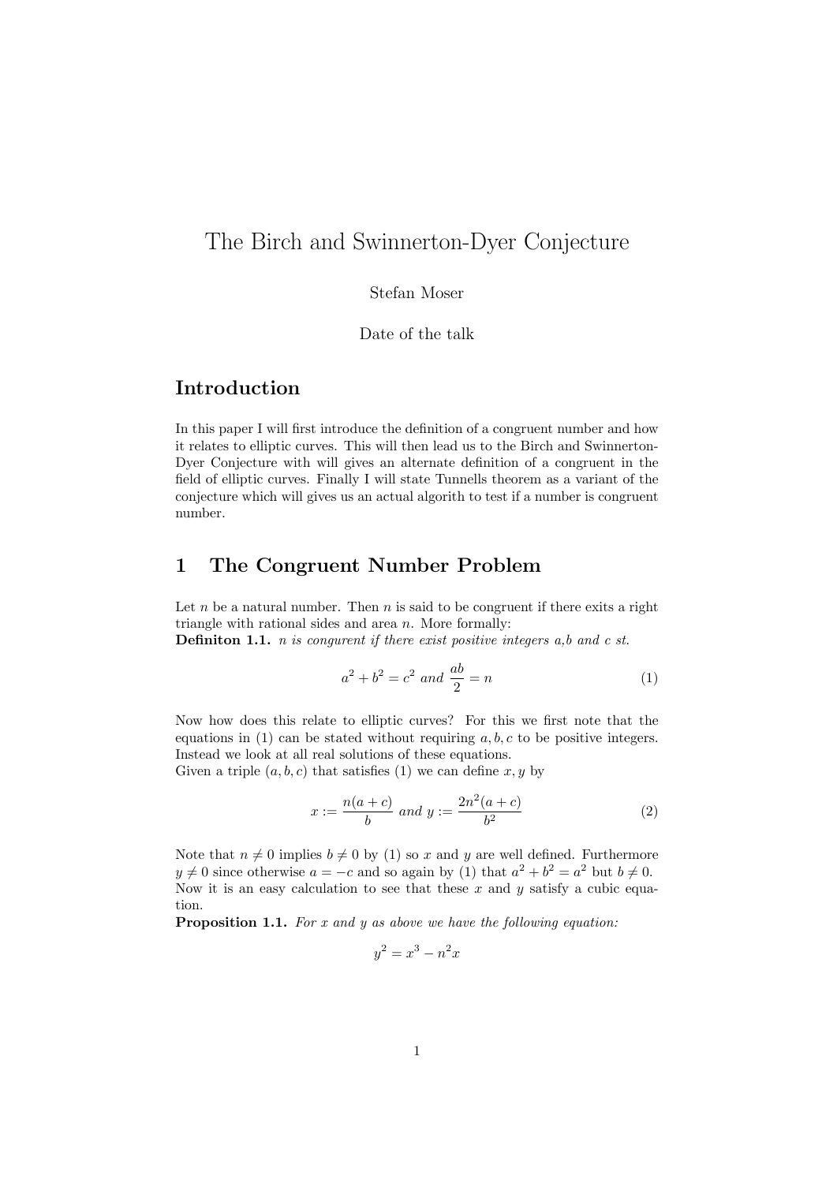# The Birch and Swinnerton-Dyer Conjecture

Stefan Moser

Date of the talk

## Introduction

In this paper I will first introduce the definition of a congruent number and how it relates to elliptic curves. This will then lead us to the Birch and Swinnerton-Dyer Conjecture with will gives an alternate definition of a congruent in the field of elliptic curves. Finally I will state Tunnells theorem as a variant of the conjecture which will gives us an actual algorith to test if a number is congruent number.

## 1 The Congruent Number Problem

Let $n$ be a natural number. Then $n$ is said to be congruent if there exits a right triangle with rational sides and area $n$. More formally:

**Definiton 1.1.** *$n$ is congurent if there exist positive integers a,b and c st.*

$$a^2 + b^2 = c^2 \text{ and } \frac{ab}{2} = n \tag{1}$$

Now how does this relate to elliptic curves? For this we first note that the equations in (1) can be stated without requiring $a, b, c$ to be positive integers. Instead we look at all real solutions of these equations.
Given a triple $(a, b, c)$ that satisfies (1) we can define $x, y$ by

$$x := \frac{n(a+c)}{b} \text{ and } y := \frac{2n^2(a+c)}{b^2} \tag{2}$$

Note that $n \neq 0$ implies $b \neq 0$ by (1) so $x$ and $y$ are well defined. Furthermore $y \neq 0$ since otherwise $a = -c$ and so again by (1) that $a^2 + b^2 = a^2$ but $b \neq 0$. Now it is an easy calculation to see that these $x$ and $y$ satisfy a cubic equation.

**Proposition 1.1.** *For x and y as above we have the following equation:*

$$y^2 = x^3 - n^2 x$$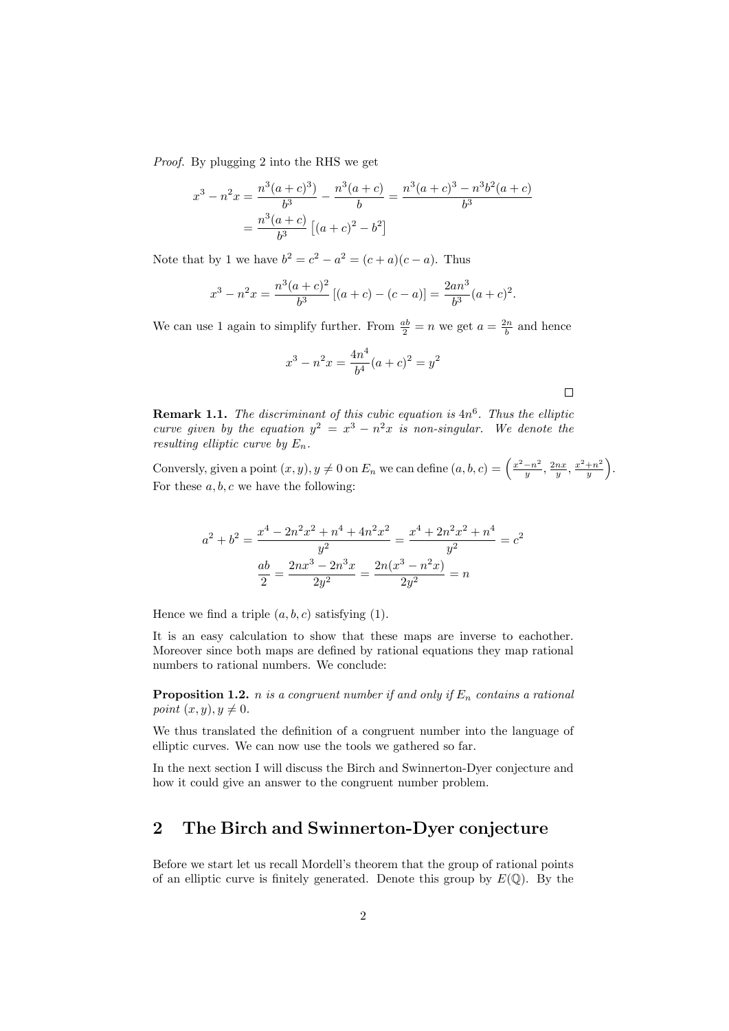*Proof.* By plugging 2 into the RHS we get

$$x^3 - n^2x = \frac{n^3(a+c)^3)}{b^3} - \frac{n^3(a+c)}{b} = \frac{n^3(a+c)^3 - n^3b^2(a+c)}{b^3}$$
$$= \frac{n^3(a+c)}{b^3}\left[(a+c)^2 - b^2\right]$$

Note that by 1 we have $b^2 = c^2 - a^2 = (c+a)(c-a)$. Thus

$$x^3 - n^2x = \frac{n^3(a+c)^2}{b^3}\left[(a+c) - (c-a)\right] = \frac{2an^3}{b^3}(a+c)^2.$$

We can use 1 again to simplify further. From $\frac{ab}{2} = n$ we get $a = \frac{2n}{b}$ and hence

$$x^3 - n^2x = \frac{4n^4}{b^4}(a+c)^2 = y^2$$

□

**Remark 1.1.** *The discriminant of this cubic equation is* $4n^6$*. Thus the elliptic curve given by the equation* $y^2 = x^3 - n^2x$ *is non-singular. We denote the resulting elliptic curve by* $E_n$*.*

Conversely, given a point $(x, y), y \neq 0$ on $E_n$ we can define $(a, b, c) = \left(\frac{x^2-n^2}{y}, \frac{2nx}{y}, \frac{x^2+n^2}{y}\right)$. For these $a, b, c$ we have the following:

$$a^2 + b^2 = \frac{x^4 - 2n^2x^2 + n^4 + 4n^2x^2}{y^2} = \frac{x^4 + 2n^2x^2 + n^4}{y^2} = c^2$$
$$\frac{ab}{2} = \frac{2nx^3 - 2n^3x}{2y^2} = \frac{2n(x^3 - n^2x)}{2y^2} = n$$

Hence we find a triple $(a, b, c)$ satisfying (1).

It is an easy calculation to show that these maps are inverse to eachother. Moreover since both maps are defined by rational equations they map rational numbers to rational numbers. We conclude:

**Proposition 1.2.** *$n$ is a congruent number if and only if $E_n$ contains a rational point* $(x, y), y \neq 0$*.*

We thus translated the definition of a congruent number into the language of elliptic curves. We can now use the tools we gathered so far.

In the next section I will discuss the Birch and Swinnerton-Dyer conjecture and how it could give an answer to the congruent number problem.

## 2 The Birch and Swinnerton-Dyer conjecture

Before we start let us recall Mordell's theorem that the group of rational points of an elliptic curve is finitely generated. Denote this group by $E(\mathbb{Q})$. By the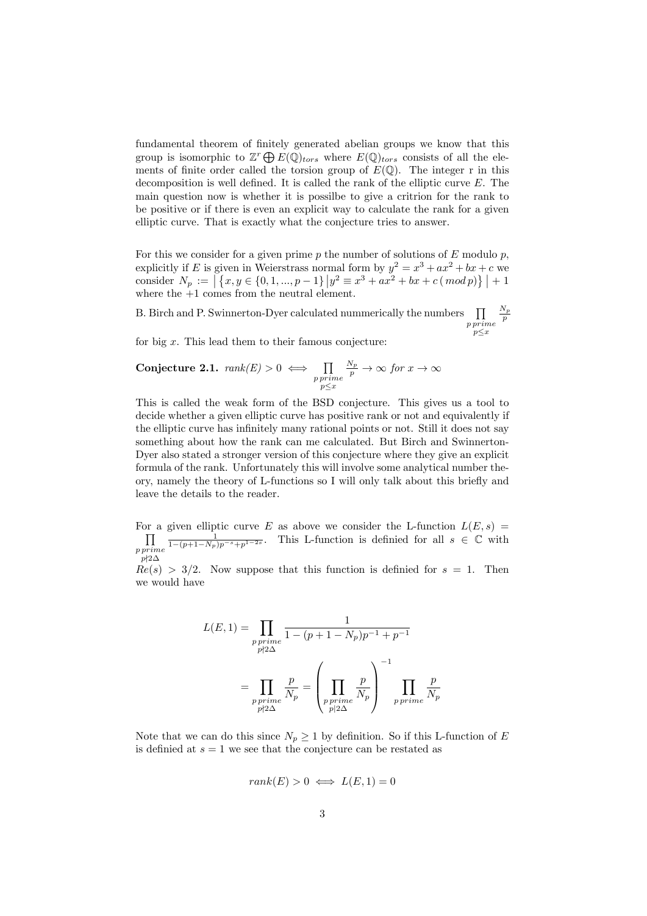fundamental theorem of finitely generated abelian groups we know that this group is isomorphic to $\mathbb{Z}^r \bigoplus E(\mathbb{Q})_{tors}$ where $E(\mathbb{Q})_{tors}$ consists of all the elements of finite order called the torsion group of $E(\mathbb{Q})$. The integer r in this decomposition is well defined. It is called the rank of the elliptic curve $E$. The main question now is whether it is possilbe to give a critrion for the rank to be positive or if there is even an explicit way to calculate the rank for a given elliptic curve. That is exactly what the conjecture tries to answer.

For this we consider for a given prime $p$ the number of solutions of $E$ modulo $p$, explicitly if $E$ is given in Weierstrass normal form by $y^2 = x^3 + ax^2 + bx + c$ we consider $N_p := \left| \{x, y \in \{0, 1, ..., p-1\} \,|\, y^2 \equiv x^3 + ax^2 + bx + c \,(mod\, p)\} \right| + 1$ where the $+1$ comes from the neutral element.

B. Birch and P. Swinnerton-Dyer calculated nummerically the numbers $\prod\limits_{\substack{p\, prime \\ p \leq x}} \frac{N_p}{p}$ for big $x$. This lead them to their famous conjecture:

**Conjecture 2.1.** *rank(E)* $> 0 \iff \prod\limits_{\substack{p\, prime \\ p \leq x}} \frac{N_p}{p} \to \infty$ *for* $x \to \infty$

This is called the weak form of the BSD conjecture. This gives us a tool to decide whether a given elliptic curve has positive rank or not and equivalently if the elliptic curve has infinitely many rational points or not. Still it does not say something about how the rank can me calculated. But Birch and Swinnerton-Dyer also stated a stronger version of this conjecture where they give an explicit formula of the rank. Unfortunately this will involve some analytical number theory, namely the theory of L-functions so I will only talk about this briefly and leave the details to the reader.

For a given elliptic curve $E$ as above we consider the L-function $L(E, s) = \prod\limits_{\substack{p\, prime \\ p \nmid 2\Delta}} \frac{1}{1-(p+1-N_p)p^{-s}+p^{1-2s}}$. This L-function is definied for all $s \in \mathbb{C}$ with $Re(s) > 3/2$. Now suppose that this function is definied for $s = 1$. Then we would have

$$L(E, 1) = \prod_{\substack{p\, prime \\ p \nmid 2\Delta}} \frac{1}{1-(p+1-N_p)p^{-1}+p^{-1}}$$

$$= \prod_{\substack{p\, prime \\ p \nmid 2\Delta}} \frac{p}{N_p} = \left( \prod_{\substack{p\, prime \\ p \mid 2\Delta}} \frac{p}{N_p} \right)^{-1} \prod_{p\, prime} \frac{p}{N_p}$$

Note that we can do this since $N_p \geq 1$ by definition. So if this L-function of $E$ is definied at $s = 1$ we see that the conjecture can be restated as

$$rank(E) > 0 \iff L(E, 1) = 0$$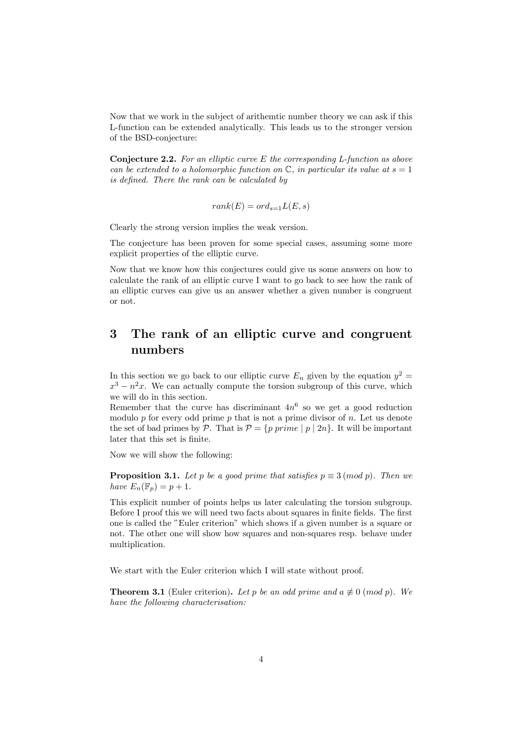Now that we work in the subject of arithemtic number theory we can ask if this L-function can be extended analytically. This leads us to the stronger version of the BSD-conjecture:

**Conjecture 2.2.** *For an elliptic curve $E$ the corresponding L-function as above can be extended to a holomorphic function on $\mathbb{C}$, in particular its value at $s = 1$ is defined. There the rank can be calculated by*

$$rank(E) = ord_{s=1}L(E, s)$$

Clearly the strong version implies the weak version.

The conjecture has been proven for some special cases, assuming some more explicit properties of the elliptic curve.

Now that we know how this conjectures could give us some answers on how to calculate the rank of an elliptic curve I want to go back to see how the rank of an elliptic curves can give us an answer whether a given number is congruent or not.

# 3 The rank of an elliptic curve and congruent numbers

In this section we go back to our elliptic curve $E_n$ given by the equation $y^2 = x^3 - n^2x$. We can actually compute the torsion subgroup of this curve, which we will do in this section.
Remember that the curve has discriminant $4n^6$ so we get a good reduction modulo $p$ for every odd prime $p$ that is not a prime divisor of $n$. Let us denote the set of bad primes by $\mathcal{P}$. That is $\mathcal{P} = \{p \ prime \mid p \mid 2n\}$. It will be important later that this set is finite.

Now we will show the following:

**Proposition 3.1.** *Let $p$ be a good prime that satisfies $p \equiv 3 \, (mod \ p)$. Then we have $E_n(\mathbb{F}_p) = p + 1$.*

This explicit number of points helps us later calculating the torsion subgroup. Before I proof this we will need two facts about squares in finite fields. The first one is called the "Euler criterion" which shows if a given number is a square or not. The other one will show how squares and non-squares resp. behave under multiplication.

We start with the Euler criterion which I will state without proof.

**Theorem 3.1** (Euler criterion)**.** *Let $p$ be an odd prime and $a \not\equiv 0 \, (mod \ p)$. We have the following characterisation:*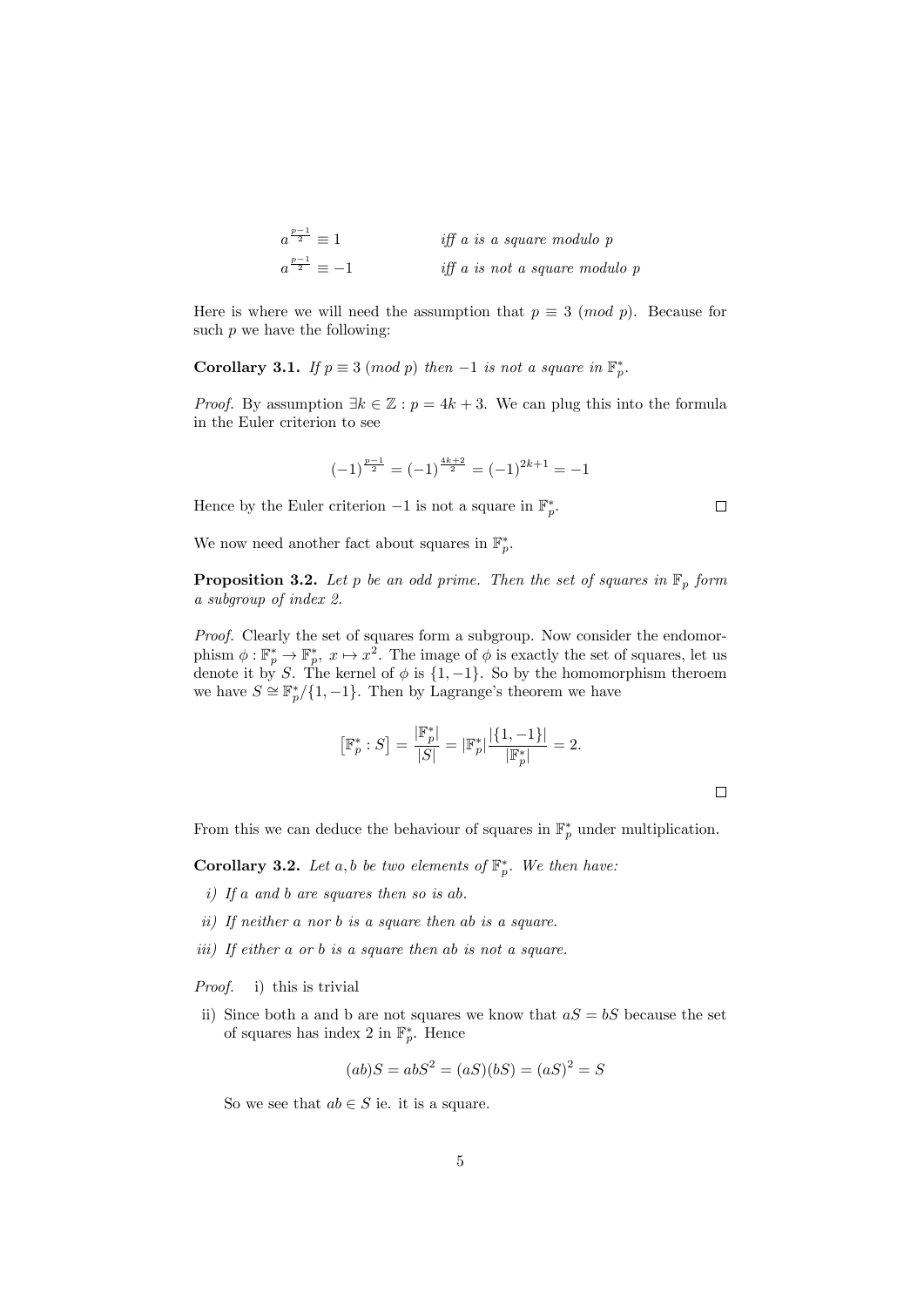$$a^{\frac{p-1}{2}} \equiv 1 \qquad \textit{iff a is a square modulo p}$$
$$a^{\frac{p-1}{2}} \equiv -1 \qquad \textit{iff a is not a square modulo p}$$

Here is where we will need the assumption that $p \equiv 3 \ (mod\ p)$. Because for such $p$ we have the following:

**Corollary 3.1.** *If $p \equiv 3 \ (mod\ p)$ then $-1$ is not a square in $\mathbb{F}_p^*$.*

*Proof.* By assumption $\exists k \in \mathbb{Z} : p = 4k + 3$. We can plug this into the formula in the Euler criterion to see

$$(-1)^{\frac{p-1}{2}} = (-1)^{\frac{4k+2}{2}} = (-1)^{2k+1} = -1$$

Hence by the Euler criterion $-1$ is not a square in $\mathbb{F}_p^*$. □

We now need another fact about squares in $\mathbb{F}_p^*$.

**Proposition 3.2.** *Let $p$ be an odd prime. Then the set of squares in $\mathbb{F}_p$ form a subgroup of index 2.*

*Proof.* Clearly the set of squares form a subgroup. Now consider the endomorphism $\phi : \mathbb{F}_p^* \to \mathbb{F}_p^*,\ x \mapsto x^2$. The image of $\phi$ is exactly the set of squares, let us denote it by $S$. The kernel of $\phi$ is $\{1, -1\}$. So by the homomorphism theroem we have $S \cong \mathbb{F}_p^*/\{1, -1\}$. Then by Lagrange's theorem we have

$$\left[\mathbb{F}_p^* : S\right] = \frac{|\mathbb{F}_p^*|}{|S|} = |\mathbb{F}_p^*| \frac{|\{1, -1\}|}{|\mathbb{F}_p^*|} = 2.$$

□

From this we can deduce the behaviour of squares in $\mathbb{F}_p^*$ under multiplication.

**Corollary 3.2.** *Let $a, b$ be two elements of $\mathbb{F}_p^*$. We then have:*

*i) If $a$ and $b$ are squares then so is $ab$.*

*ii) If neither $a$ nor $b$ is a square then $ab$ is a square.*

*iii) If either $a$ or $b$ is a square then $ab$ is not a square.*

*Proof.* i) this is trivial

ii) Since both a and b are not squares we know that $aS = bS$ because the set of squares has index 2 in $\mathbb{F}_p^*$. Hence

$$(ab)S = abS^2 = (aS)(bS) = (aS)^2 = S$$

So we see that $ab \in S$ ie. it is a square.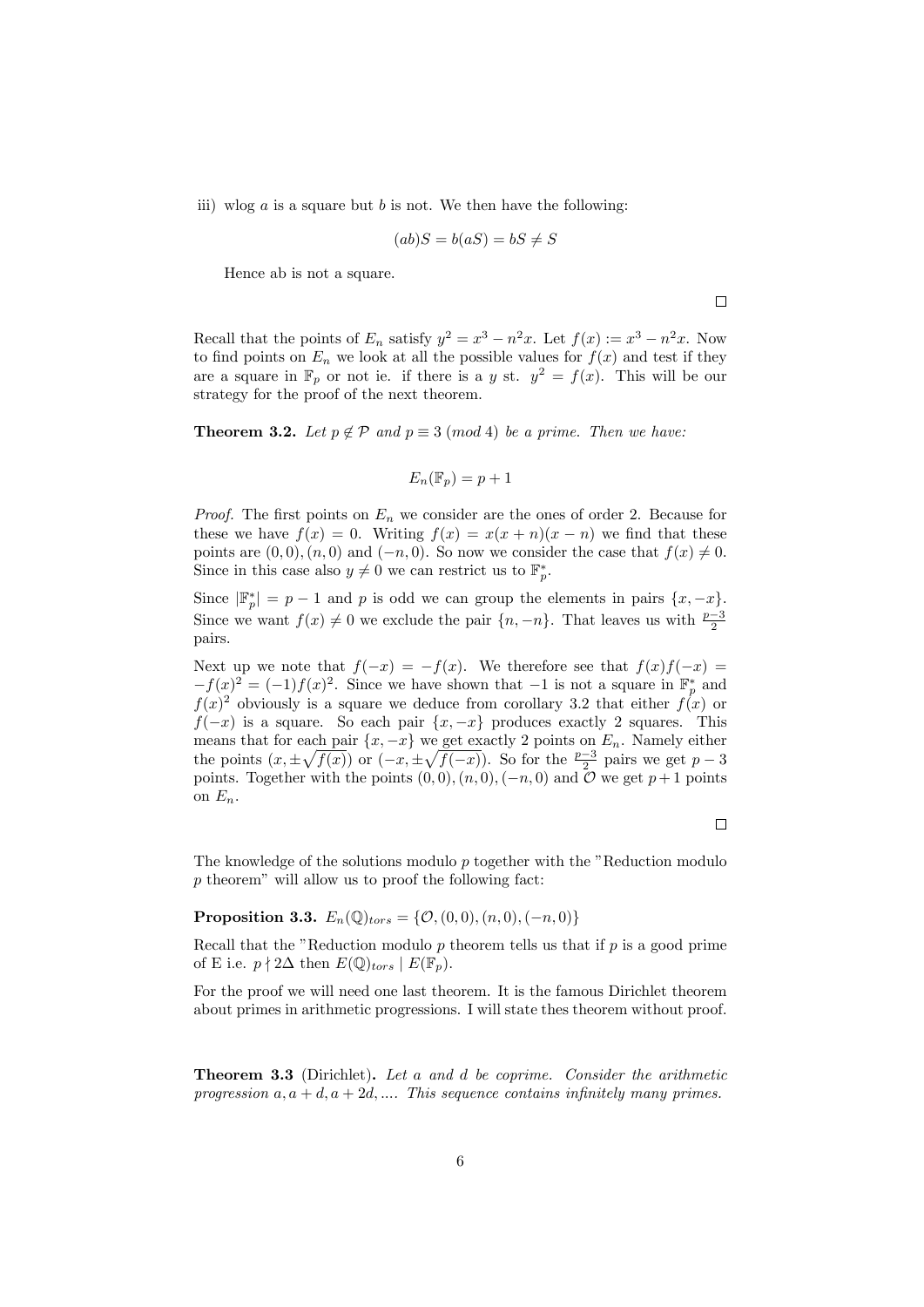iii) wlog $a$ is a square but $b$ is not. We then have the following:

$$(ab)S = b(aS) = bS \neq S$$

Hence ab is not a square.

$\square$

Recall that the points of $E_n$ satisfy $y^2 = x^3 - n^2x$. Let $f(x) := x^3 - n^2x$. Now to find points on $E_n$ we look at all the possible values for $f(x)$ and test if they are a square in $\mathbb{F}_p$ or not ie. if there is a $y$ st. $y^2 = f(x)$. This will be our strategy for the proof of the next theorem.

**Theorem 3.2.** *Let $p \notin \mathcal{P}$ and $p \equiv 3 \ (mod\ 4)$ be a prime. Then we have:*

$$E_n(\mathbb{F}_p) = p + 1$$

*Proof.* The first points on $E_n$ we consider are the ones of order 2. Because for these we have $f(x) = 0$. Writing $f(x) = x(x+n)(x-n)$ we find that these points are $(0,0), (n,0)$ and $(-n,0)$. So now we consider the case that $f(x) \neq 0$. Since in this case also $y \neq 0$ we can restrict us to $\mathbb{F}_p^*$.

Since $|\mathbb{F}_p^*| = p - 1$ and $p$ is odd we can group the elements in pairs $\{x, -x\}$. Since we want $f(x) \neq 0$ we exclude the pair $\{n, -n\}$. That leaves us with $\frac{p-3}{2}$ pairs.

Next up we note that $f(-x) = -f(x)$. We therefore see that $f(x)f(-x) = -f(x)^2 = (-1)f(x)^2$. Since we have shown that $-1$ is not a square in $\mathbb{F}_p^*$ and $f(x)^2$ obviously is a square we deduce from corollary 3.2 that either $f(x)$ or $f(-x)$ is a square. So each pair $\{x, -x\}$ produces exactly 2 squares. This means that for each pair $\{x, -x\}$ we get exactly 2 points on $E_n$. Namely either the points $(x, \pm\sqrt{f(x)})$ or $(-x, \pm\sqrt{f(-x)})$. So for the $\frac{p-3}{2}$ pairs we get $p - 3$ points. Together with the points $(0,0), (n,0), (-n,0)$ and $\mathcal{O}$ we get $p+1$ points on $E_n$.

$\square$

The knowledge of the solutions modulo $p$ together with the "Reduction modulo $p$ theorem" will allow us to proof the following fact:

**Proposition 3.3.** $E_n(\mathbb{Q})_{tors} = \{\mathcal{O}, (0,0), (n,0), (-n,0)\}$

Recall that the "Reduction modulo $p$ theorem tells us that if $p$ is a good prime of E i.e. $p \nmid 2\Delta$ then $E(\mathbb{Q})_{tors} \mid E(\mathbb{F}_p)$.

For the proof we will need one last theorem. It is the famous Dirichlet theorem about primes in arithmetic progressions. I will state thes theorem without proof.

**Theorem 3.3** (Dirichlet)**.** *Let $a$ and $d$ be coprime. Consider the arithmetic progression $a, a+d, a+2d, ....$ This sequence contains infinitely many primes.*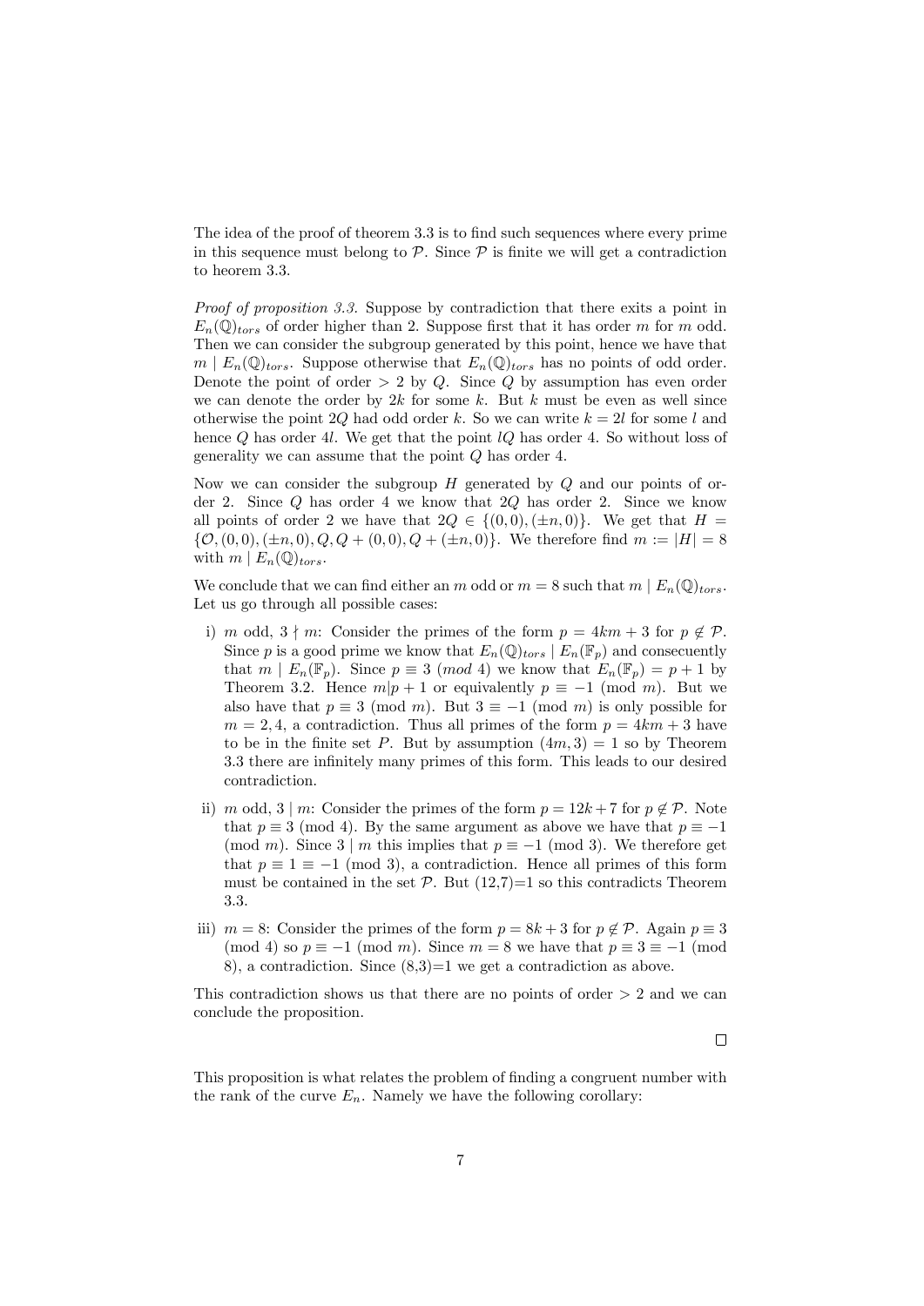The idea of the proof of theorem 3.3 is to find such sequences where every prime in this sequence must belong to $\mathcal{P}$. Since $\mathcal{P}$ is finite we will get a contradiction to heorem 3.3.

*Proof of proposition 3.3.* Suppose by contradiction that there exits a point in $E_n(\mathbb{Q})_{tors}$ of order higher than 2. Suppose first that it has order $m$ for $m$ odd. Then we can consider the subgroup generated by this point, hence we have that $m \mid E_n(\mathbb{Q})_{tors}$. Suppose otherwise that $E_n(\mathbb{Q})_{tors}$ has no points of odd order. Denote the point of order $> 2$ by $Q$. Since $Q$ by assumption has even order we can denote the order by $2k$ for some $k$. But $k$ must be even as well since otherwise the point $2Q$ had odd order $k$. So we can write $k = 2l$ for some $l$ and hence $Q$ has order $4l$. We get that the point $lQ$ has order 4. So without loss of generality we can assume that the point $Q$ has order 4.

Now we can consider the subgroup $H$ generated by $Q$ and our points of order 2. Since $Q$ has order 4 we know that $2Q$ has order 2. Since we know all points of order 2 we have that $2Q \in \{(0,0), (\pm n, 0)\}$. We get that $H = \{\mathcal{O}, (0,0), (\pm n, 0), Q, Q + (0,0), Q + (\pm n, 0)\}$. We therefore find $m := |H| = 8$ with $m \mid E_n(\mathbb{Q})_{tors}$.

We conclude that we can find either an $m$ odd or $m = 8$ such that $m \mid E_n(\mathbb{Q})_{tors}$. Let us go through all possible cases:

i) $m$ odd, $3 \nmid m$: Consider the primes of the form $p = 4km + 3$ for $p \notin \mathcal{P}$. Since $p$ is a good prime we know that $E_n(\mathbb{Q})_{tors} \mid E_n(\mathbb{F}_p)$ and consecuently that $m \mid E_n(\mathbb{F}_p)$. Since $p \equiv 3 \ (mod\ 4)$ we know that $E_n(\mathbb{F}_p) = p + 1$ by Theorem 3.2. Hence $m | p + 1$ or equivalently $p \equiv -1 \pmod{m}$. But we also have that $p \equiv 3 \pmod{m}$. But $3 \equiv -1 \pmod{m}$ is only possible for $m = 2, 4$, a contradiction. Thus all primes of the form $p = 4km + 3$ have to be in the finite set $P$. But by assumption $(4m, 3) = 1$ so by Theorem 3.3 there are infinitely many primes of this form. This leads to our desired contradiction.

ii) $m$ odd, $3 \mid m$: Consider the primes of the form $p = 12k + 7$ for $p \notin \mathcal{P}$. Note that $p \equiv 3 \pmod{4}$. By the same argument as above we have that $p \equiv -1 \pmod{m}$. Since $3 \mid m$ this implies that $p \equiv -1 \pmod{3}$. We therefore get that $p \equiv 1 \equiv -1 \pmod{3}$, a contradiction. Hence all primes of this form must be contained in the set $\mathcal{P}$. But (12,7)=1 so this contradicts Theorem 3.3.

iii) $m = 8$: Consider the primes of the form $p = 8k + 3$ for $p \notin \mathcal{P}$. Again $p \equiv 3 \pmod{4}$ so $p \equiv -1 \pmod{m}$. Since $m = 8$ we have that $p \equiv 3 \equiv -1 \pmod{8}$, a contradiction. Since (8,3)=1 we get a contradiction as above.

This contradiction shows us that there are no points of order $> 2$ and we can conclude the proposition.

□

This proposition is what relates the problem of finding a congruent number with the rank of the curve $E_n$. Namely we have the following corollary: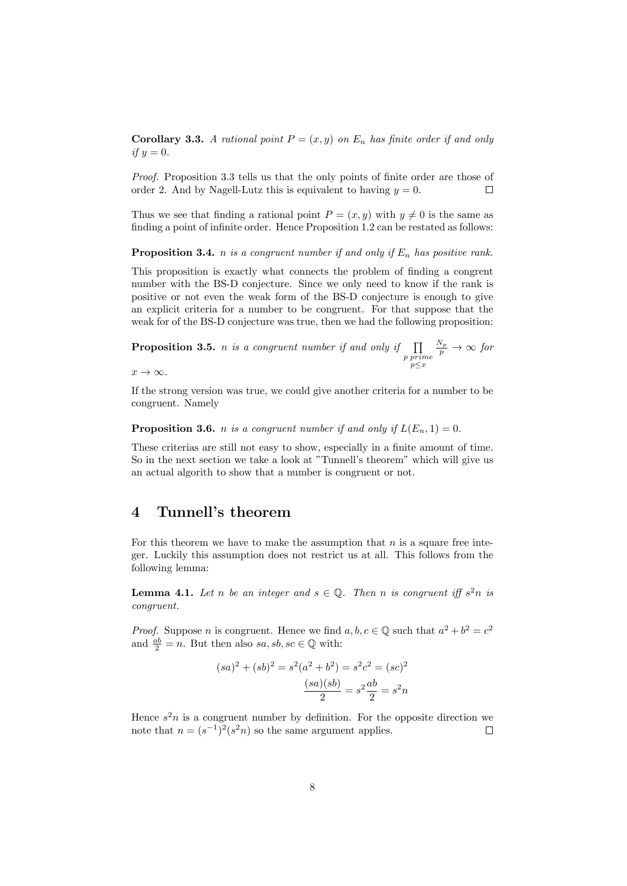**Corollary 3.3.** *A rational point $P = (x, y)$ on $E_n$ has finite order if and only if $y = 0$.*

*Proof.* Proposition 3.3 tells us that the only points of finite order are those of order 2. And by Nagell-Lutz this is equivalent to having $y = 0$. □

Thus we see that finding a rational point $P = (x, y)$ with $y \neq 0$ is the same as finding a point of infinite order. Hence Proposition 1.2 can be restated as follows:

**Proposition 3.4.** *$n$ is a congruent number if and only if $E_n$ has positive rank.*

This proposition is exactly what connects the problem of finding a congrent number with the BS-D conjecture. Since we only need to know if the rank is positive or not even the weak form of the BS-D conjecture is enough to give an explicit criteria for a number to be congruent. For that suppose that the weak for of the BS-D conjecture was true, then we had the following proposition:

**Proposition 3.5.** *$n$ is a congruent number if and only if $\prod_{\substack{p \text{ } prime \\ p \leq x}} \frac{N_p}{p} \to \infty$ for $x \to \infty$.*

If the strong version was true, we could give another criteria for a number to be congruent. Namely

**Proposition 3.6.** *$n$ is a congruent number if and only if $L(E_n, 1) = 0$.*

These criterias are still not easy to show, especially in a finite amount of time. So in the next section we take a look at "Tunnell's theorem" which will give us an actual algorith to show that a number is congruent or not.

# 4 Tunnell's theorem

For this theorem we have to make the assumption that $n$ is a square free integer. Luckily this assumption does not restrict us at all. This follows from the following lemma:

**Lemma 4.1.** *Let $n$ be an integer and $s \in \mathbb{Q}$. Then $n$ is congruent iff $s^2 n$ is congruent.*

*Proof.* Suppose $n$ is congruent. Hence we find $a, b, c \in \mathbb{Q}$ such that $a^2 + b^2 = c^2$ and $\frac{ab}{2} = n$. But then also $sa, sb, sc \in \mathbb{Q}$ with:

$$(sa)^2 + (sb)^2 = s^2(a^2 + b^2) = s^2 c^2 = (sc)^2$$

$$\frac{(sa)(sb)}{2} = s^2 \frac{ab}{2} = s^2 n$$

Hence $s^2 n$ is a congruent number by definition. For the opposite direction we note that $n = (s^{-1})^2 (s^2 n)$ so the same argument applies. □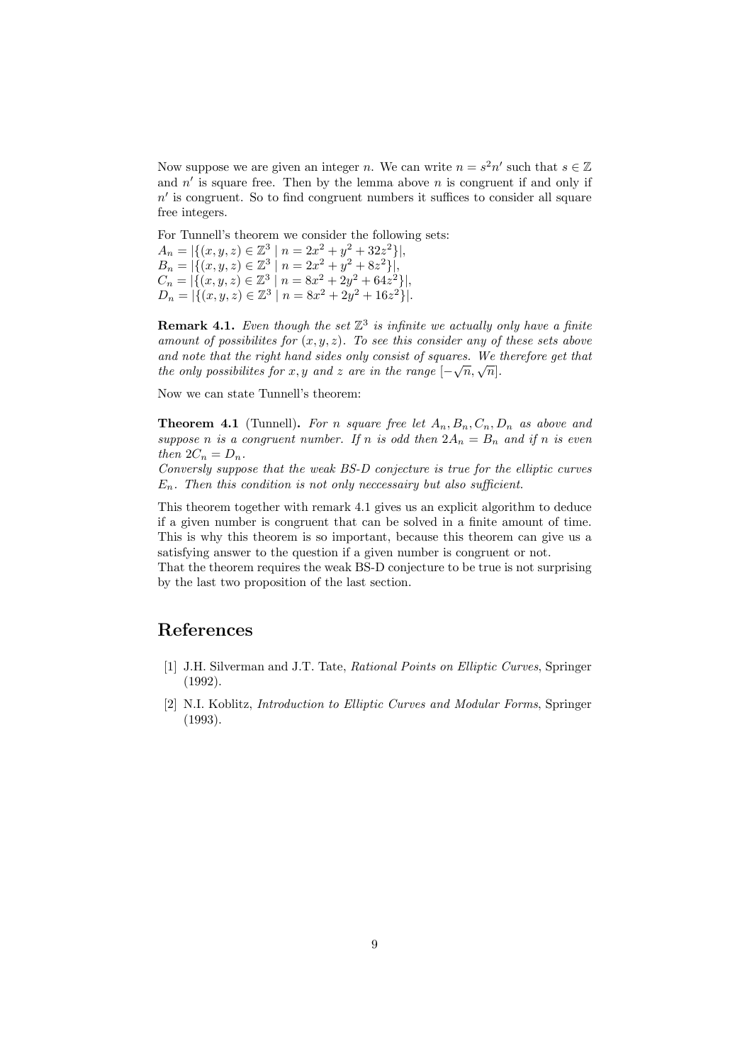Now suppose we are given an integer $n$. We can write $n = s^2 n'$ such that $s \in \mathbb{Z}$ and $n'$ is square free. Then by the lemma above $n$ is congruent if and only if $n'$ is congruent. So to find congruent numbers it suffices to consider all square free integers.

For Tunnell's theorem we consider the following sets:
$A_n = |\{(x, y, z) \in \mathbb{Z}^3 \mid n = 2x^2 + y^2 + 32z^2\}|$,
$B_n = |\{(x, y, z) \in \mathbb{Z}^3 \mid n = 2x^2 + y^2 + 8z^2\}|$,
$C_n = |\{(x, y, z) \in \mathbb{Z}^3 \mid n = 8x^2 + 2y^2 + 64z^2\}|$,
$D_n = |\{(x, y, z) \in \mathbb{Z}^3 \mid n = 8x^2 + 2y^2 + 16z^2\}|$.

**Remark 4.1.** *Even though the set $\mathbb{Z}^3$ is infinite we actually only have a finite amount of possibilites for $(x, y, z)$. To see this consider any of these sets above and note that the right hand sides only consist of squares. We therefore get that the only possibilites for $x, y$ and $z$ are in the range $[-\sqrt{n}, \sqrt{n}]$.*

Now we can state Tunnell's theorem:

**Theorem 4.1** (Tunnell)**.** *For $n$ square free let $A_n, B_n, C_n, D_n$ as above and suppose $n$ is a congruent number. If $n$ is odd then $2A_n = B_n$ and if $n$ is even then $2C_n = D_n$.*
*Conversly suppose that the weak BS-D conjecture is true for the elliptic curves $E_n$. Then this condition is not only neccessairy but also sufficient.*

This theorem together with remark 4.1 gives us an explicit algorithm to deduce if a given number is congruent that can be solved in a finite amount of time. This is why this theorem is so important, because this theorem can give us a satisfying answer to the question if a given number is congruent or not.
That the theorem requires the weak BS-D conjecture to be true is not surprising by the last two proposition of the last section.

## References

[1] J.H. Silverman and J.T. Tate, *Rational Points on Elliptic Curves*, Springer (1992).

[2] N.I. Koblitz, *Introduction to Elliptic Curves and Modular Forms*, Springer (1993).